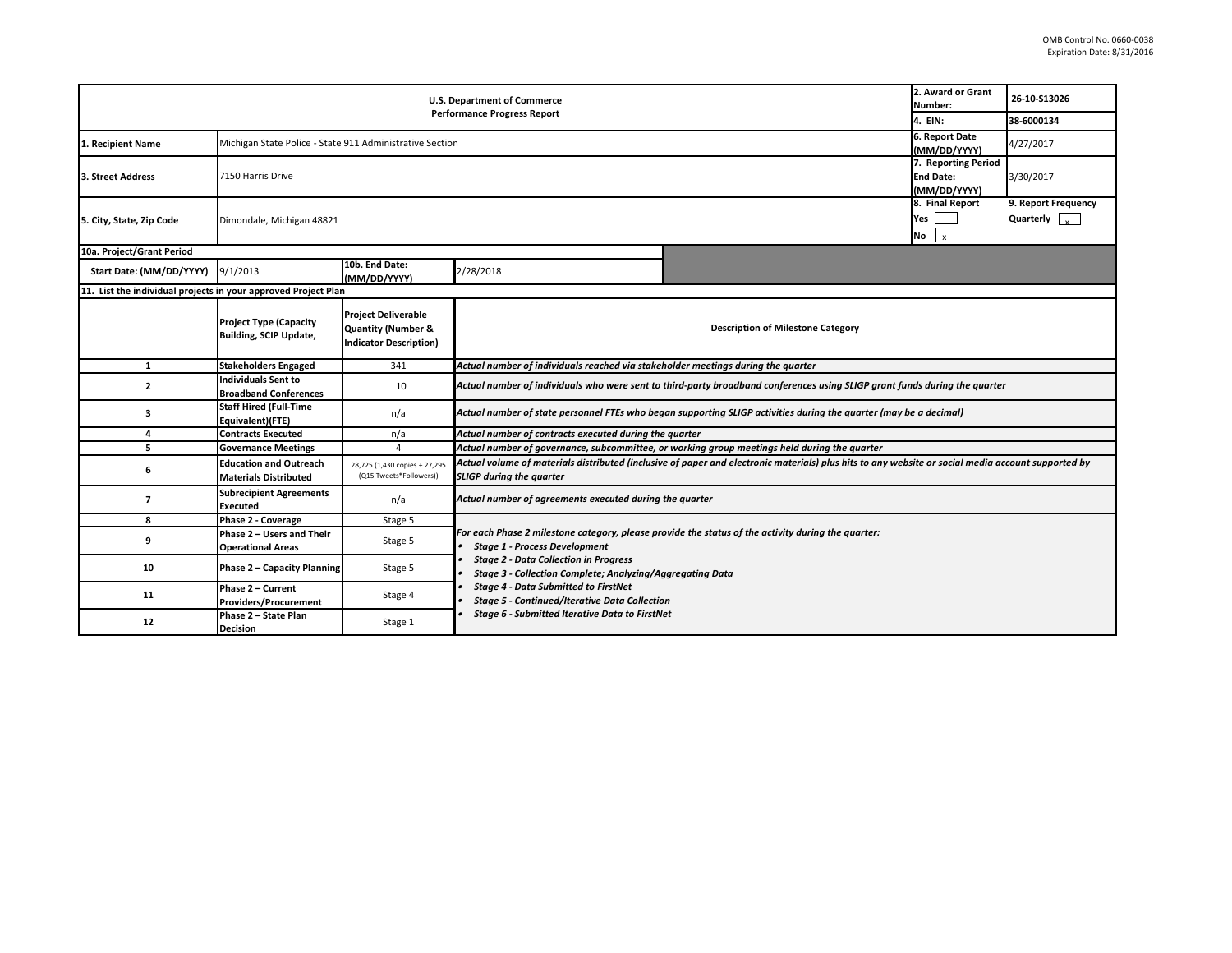OMB Control No. 0660-0038
Expiration Date: 8/31/2016

| U.S. Department of Commerce Performance Progress Report | | | 2. Award or Grant Number: | 26-10-S13026 |
|---|---|---|---|---|
| | | | 4. EIN: | 38-6000134 |
| 1. Recipient Name | Michigan State Police - State 911 Administrative Section | | 6. Report Date (MM/DD/YYYY) | 4/27/2017 |
| 3. Street Address | 7150 Harris Drive | | 7. Reporting Period End Date: (MM/DD/YYYY) | 3/30/2017 |
| 5. City, State, Zip Code | Dimondale, Michigan 48821 | | 8. Final Report Yes [ ] No [x] | 9. Report Frequency Quarterly [x] |

| 10a. Project/Grant Period | | | |
|---|---|---|---|
| Start Date: (MM/DD/YYYY) | 9/1/2013 | 10b. End Date: (MM/DD/YYYY) | 2/28/2018 |

**11. List the individual projects in your approved Project Plan**

| | Project Type (Capacity Building, SCIP Update, | Project Deliverable Quantity (Number & Indicator Description) | Description of Milestone Category |
|---|---|---|---|
| 1 | Stakeholders Engaged | 341 | *Actual number of individuals reached via stakeholder meetings during the quarter* |
| 2 | Individuals Sent to Broadband Conferences | 10 | *Actual number of individuals who were sent to third-party broadband conferences using SLIGP grant funds during the quarter* |
| 3 | Staff Hired (Full-Time Equivalent)(FTE) | n/a | *Actual number of state personnel FTEs who began supporting SLIGP activities during the quarter (may be a decimal)* |
| 4 | Contracts Executed | n/a | *Actual number of contracts executed during the quarter* |
| 5 | Governance Meetings | 4 | *Actual number of governance, subcommittee, or working group meetings held during the quarter* |
| 6 | Education and Outreach Materials Distributed | 28,725 (1,430 copies + 27,295 (Q15 Tweets*Followers)) | *Actual volume of materials distributed (inclusive of paper and electronic materials) plus hits to any website or social media account supported by SLIGP during the quarter* |
| 7 | Subrecipient Agreements Executed | n/a | *Actual number of agreements executed during the quarter* |
| 8 | Phase 2 - Coverage | Stage 5 | *For each Phase 2 milestone category, please provide the status of the activity during the quarter:*<br>• *Stage 1 - Process Development*<br>• *Stage 2 - Data Collection in Progress*<br>• *Stage 3 - Collection Complete; Analyzing/Aggregating Data*<br>• *Stage 4 - Data Submitted to FirstNet*<br>• *Stage 5 - Continued/Iterative Data Collection*<br>• *Stage 6 - Submitted Iterative Data to FirstNet* |
| 9 | Phase 2 – Users and Their Operational Areas | Stage 5 | |
| 10 | Phase 2 – Capacity Planning | Stage 5 | |
| 11 | Phase 2 – Current Providers/Procurement | Stage 4 | |
| 12 | Phase 2 – State Plan Decision | Stage 1 | |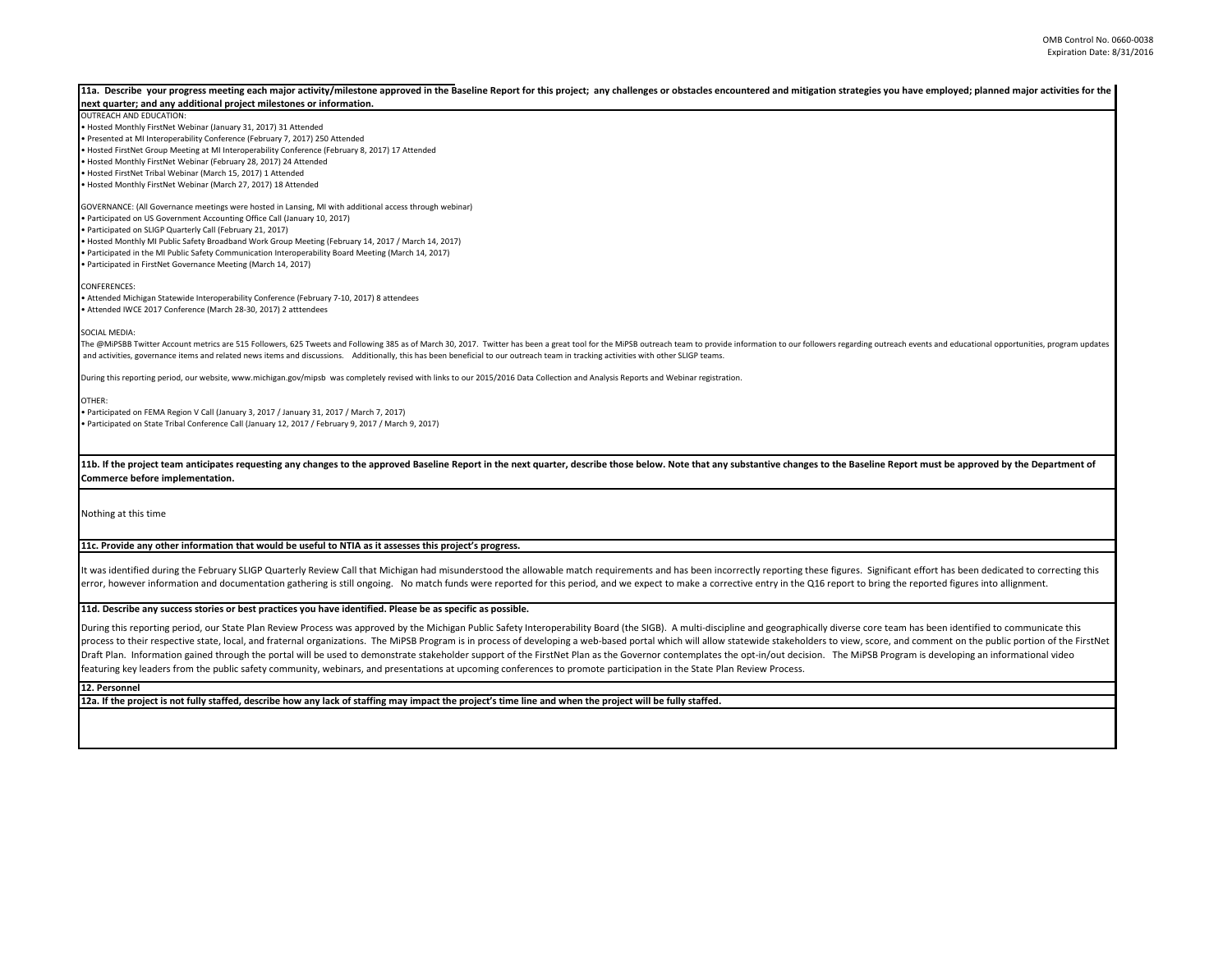**11a. Describe your progress meeting each major activity/milestone approved in the Baseline Report for this project; any challenges or obstacles encountered and mitigation strategies you have employed; planned major activities for the next quarter; and any additional project milestones or information.**

OUTREACH AND EDUCATION:

- Hosted Monthly FirstNet Webinar (January 31, 2017) 31 Attended
- Presented at MI Interoperability Conference (February 7, 2017) 250 Attended
- Hosted FirstNet Group Meeting at MI Interoperability Conference (February 8, 2017) 17 Attended
- Hosted Monthly FirstNet Webinar (February 28, 2017) 24 Attended
- Hosted FirstNet Tribal Webinar (March 15, 2017) 1 Attended
- Hosted Monthly FirstNet Webinar (March 27, 2017) 18 Attended

GOVERNANCE: (All Governance meetings were hosted in Lansing, MI with additional access through webinar)

- Participated on US Government Accounting Office Call (January 10, 2017)
- Participated on SLIGP Quarterly Call (February 21, 2017)
- Hosted Monthly MI Public Safety Broadband Work Group Meeting (February 14, 2017 / March 14, 2017)
- Participated in the MI Public Safety Communication Interoperability Board Meeting (March 14, 2017)
- Participated in FirstNet Governance Meeting (March 14, 2017)

CONFERENCES:

- Attended Michigan Statewide Interoperability Conference (February 7-10, 2017) 8 attendees
- Attended IWCE 2017 Conference (March 28-30, 2017) 2 atttendees

SOCIAL MEDIA:

The @MiPSBB Twitter Account metrics are 515 Followers, 625 Tweets and Following 385 as of March 30, 2017. Twitter has been a great tool for the MiPSB outreach team to provide information to our followers regarding outreach events and educational opportunities, program updates and activities, governance items and related news items and discussions. Additionally, this has been beneficial to our outreach team in tracking activities with other SLIGP teams.

During this reporting period, our website, www.michigan.gov/mipsb was completely revised with links to our 2015/2016 Data Collection and Analysis Reports and Webinar registration.

OTHER:

- Participated on FEMA Region V Call (January 3, 2017 / January 31, 2017 / March 7, 2017)
- Participated on State Tribal Conference Call (January 12, 2017 / February 9, 2017 / March 9, 2017)

**11b. If the project team anticipates requesting any changes to the approved Baseline Report in the next quarter, describe those below. Note that any substantive changes to the Baseline Report must be approved by the Department of Commerce before implementation.**

Nothing at this time

**11c. Provide any other information that would be useful to NTIA as it assesses this project's progress.**

It was identified during the February SLIGP Quarterly Review Call that Michigan had misunderstood the allowable match requirements and has been incorrectly reporting these figures. Significant effort has been dedicated to correcting this error, however information and documentation gathering is still ongoing. No match funds were reported for this period, and we expect to make a corrective entry in the Q16 report to bring the reported figures into allignment.

**11d. Describe any success stories or best practices you have identified. Please be as specific as possible.**

During this reporting period, our State Plan Review Process was approved by the Michigan Public Safety Interoperability Board (the SIGB). A multi-discipline and geographically diverse core team has been identified to communicate this process to their respective state, local, and fraternal organizations. The MiPSB Program is in process of developing a web-based portal which will allow statewide stakeholders to view, score, and comment on the public portion of the FirstNet Draft Plan. Information gained through the portal will be used to demonstrate stakeholder support of the FirstNet Plan as the Governor contemplates the opt-in/out decision. The MiPSB Program is developing an informational video featuring key leaders from the public safety community, webinars, and presentations at upcoming conferences to promote participation in the State Plan Review Process.

**12. Personnel**

**12a. If the project is not fully staffed, describe how any lack of staffing may impact the project's time line and when the project will be fully staffed.**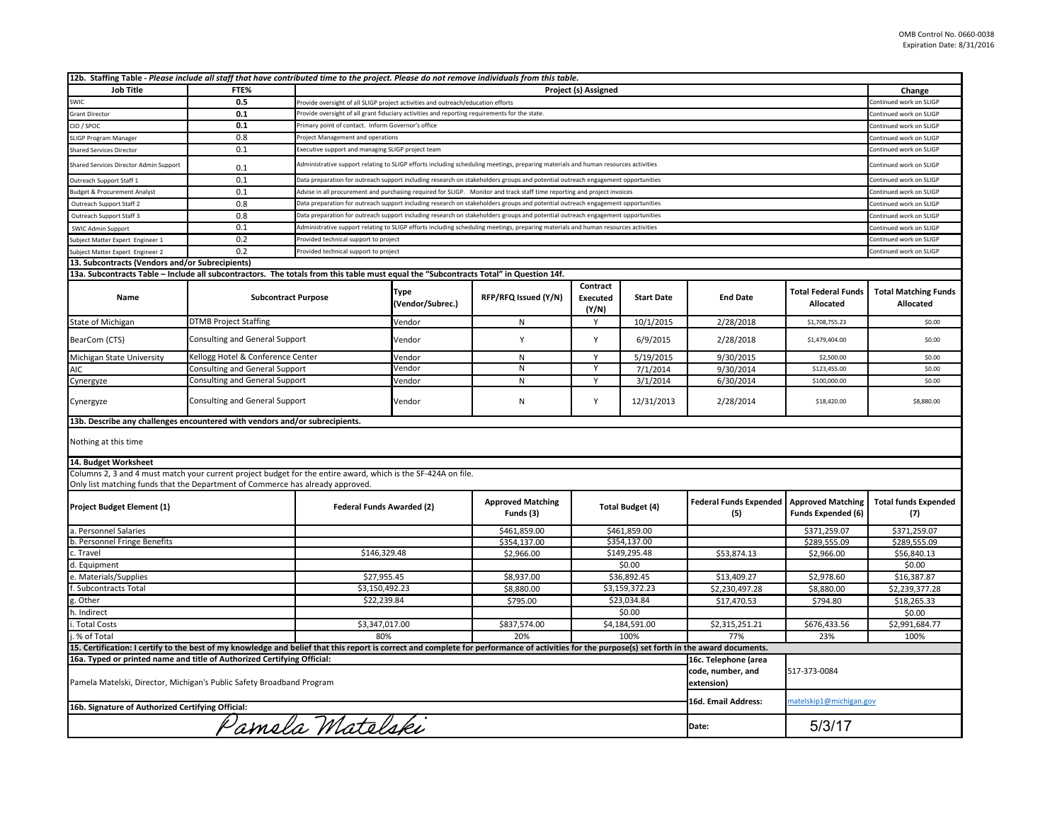**12b. Staffing Table** - *Please include all staff that have contributed time to the project. Please do not remove individuals from this table.*

| Job Title | FTE% | Project (s) Assigned | Change |
|---|---|---|---|
| SWIC | 0.5 | Provide oversight of all SLIGP project activities and outreach/education efforts | Continued work on SLIGP |
| Grant Director | 0.1 | Provide oversight of all grant fiduciary activities and reporting requirements for the state. | Continued work on SLIGP |
| CIO / SPOC | 0.1 | Primary point of contact. Inform Governor's office | Continued work on SLIGP |
| SLIGP Program Manager | 0.8 | Project Management and operations | Continued work on SLIGP |
| Shared Services Director | 0.1 | Executive support and managing SLIGP project team | Continued work on SLIGP |
| Shared Services Director Admin Support | 0.1 | Administrative support relating to SLIGP efforts including scheduling meetings, preparing materials and human resources activities | Continued work on SLIGP |
| Outreach Support Staff 1 | 0.1 | Data preparation for outreach support including research on stakeholders groups and potential outreach engagement opportunities | Continued work on SLIGP |
| Budget & Procurement Analyst | 0.1 | Advise in all procurement and purchasing required for SLIGP. Monitor and track staff time reporting and project invoices | Continued work on SLIGP |
| Outreach Support Staff 2 | 0.8 | Data preparation for outreach support including research on stakeholders groups and potential outreach engagement opportunities | Continued work on SLIGP |
| Outreach Support Staff 3 | 0.8 | Data preparation for outreach support including research on stakeholders groups and potential outreach engagement opportunities | Continued work on SLIGP |
| SWIC Admin Support | 0.1 | Administrative support relating to SLIGP efforts including scheduling meetings, preparing materials and human resources activities | Continued work on SLIGP |
| Subject Matter Expert Engineer 1 | 0.2 | Provided technical support to project | Continued work on SLIGP |
| Subject Matter Expert Engineer 2 | 0.2 | Provided technical support to project | Continued work on SLIGP |

**13. Subcontracts (Vendors and/or Subrecipients)**

**13a. Subcontracts Table – Include all subcontractors. The totals from this table must equal the "Subcontracts Total" in Question 14f.**

| Name | Subcontract Purpose | Type (Vendor/Subrec.) | RFP/RFQ Issued (Y/N) | Contract Executed (Y/N) | Start Date | End Date | Total Federal Funds Allocated | Total Matching Funds Allocated |
|---|---|---|---|---|---|---|---|---|
| State of Michigan | DTMB Project Staffing | Vendor | N | Y | 10/1/2015 | 2/28/2018 | $1,708,755.23 | $0.00 |
| BearCom (CTS) | Consulting and General Support | Vendor | Y | Y | 6/9/2015 | 2/28/2018 | $1,479,404.00 | $0.00 |
| Michigan State University | Kellogg Hotel & Conference Center | Vendor | N | Y | 5/19/2015 | 9/30/2015 | $2,500.00 | $0.00 |
| AIC | Consulting and General Support | Vendor | N | Y | 7/1/2014 | 9/30/2014 | $123,455.00 | $0.00 |
| Cynergyze | Consulting and General Support | Vendor | N | Y | 3/1/2014 | 6/30/2014 | $100,000.00 | $0.00 |
| Cynergyze | Consulting and General Support | Vendor | N | Y | 12/31/2013 | 2/28/2014 | $18,420.00 | $8,880.00 |

**13b. Describe any challenges encountered with vendors and/or subrecipients.**

Nothing at this time

**14. Budget Worksheet**

Columns 2, 3 and 4 must match your current project budget for the entire award, which is the SF-424A on file.
Only list matching funds that the Department of Commerce has already approved.

| Project Budget Element (1) | Federal Funds Awarded (2) | Approved Matching Funds (3) | Total Budget (4) | Federal Funds Expended (5) | Approved Matching Funds Expended (6) | Total funds Expended (7) |
|---|---|---|---|---|---|---|
| a. Personnel Salaries | | $461,859.00 | $461,859.00 | | $371,259.07 | $371,259.07 |
| b. Personnel Fringe Benefits | | $354,137.00 | $354,137.00 | | $289,555.09 | $289,555.09 |
| c. Travel | $146,329.48 | $2,966.00 | $149,295.48 | $53,874.13 | $2,966.00 | $56,840.13 |
| d. Equipment | | | $0.00 | | | $0.00 |
| e. Materials/Supplies | $27,955.45 | $8,937.00 | $36,892.45 | $13,409.27 | $2,978.60 | $16,387.87 |
| f. Subcontracts Total | $3,150,492.23 | $8,880.00 | $3,159,372.23 | $2,230,497.28 | $8,880.00 | $2,239,377.28 |
| g. Other | $22,239.84 | $795.00 | $23,034.84 | $17,470.53 | $794.80 | $18,265.33 |
| h. Indirect | | | $0.00 | | | $0.00 |
| i. Total Costs | $3,347,017.00 | $837,574.00 | $4,184,591.00 | $2,315,251.21 | $676,433.56 | $2,991,684.77 |
| j. % of Total | 80% | 20% | 100% | 77% | 23% | 100% |

**15. Certification: I certify to the best of my knowledge and belief that this report is correct and complete for performance of activities for the purpose(s) set forth in the award documents.**

| | | |
|---|---|---|
| **16a. Typed or printed name and title of Authorized Certifying Official:** Pamela Matelski, Director, Michigan's Public Safety Broadband Program | **16c. Telephone (area code, number, and extension)** | 517-373-0084 |
| **16b. Signature of Authorized Certifying Official:** | **16d. Email Address:** | matelskip1@michigan.gov |
| Pamela Matelski | **Date:** | 5/3/17 |